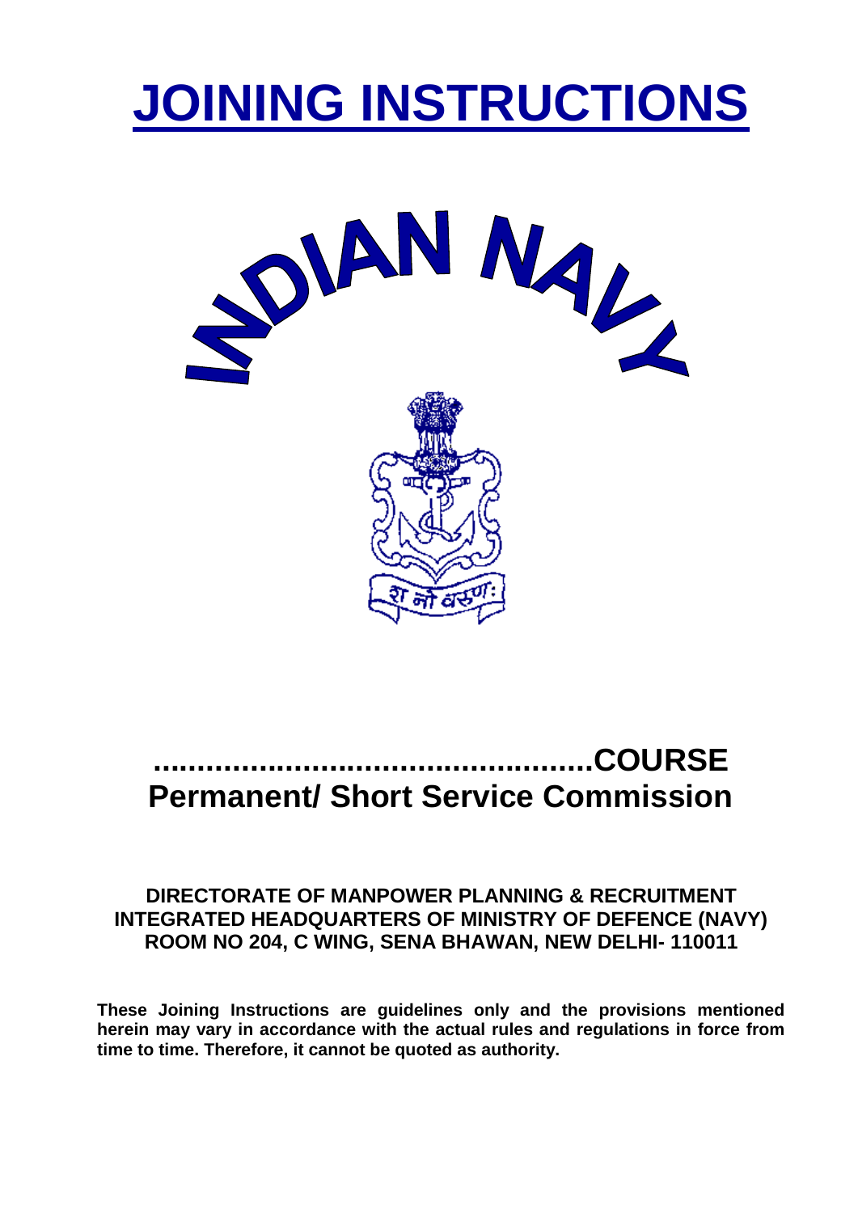# JOINING INSTRUCTIONS

INDIAN NAVY

शं नो वरुणः

## ...............................................COURSE
## Permanent/ Short Service Commission

**DIRECTORATE OF MANPOWER PLANNING & RECRUITMENT**
**INTEGRATED HEADQUARTERS OF MINISTRY OF DEFENCE (NAVY)**
**ROOM NO 204, C WING, SENA BHAWAN, NEW DELHI- 110011**

**These Joining Instructions are guidelines only and the provisions mentioned herein may vary in accordance with the actual rules and regulations in force from time to time. Therefore, it cannot be quoted as authority.**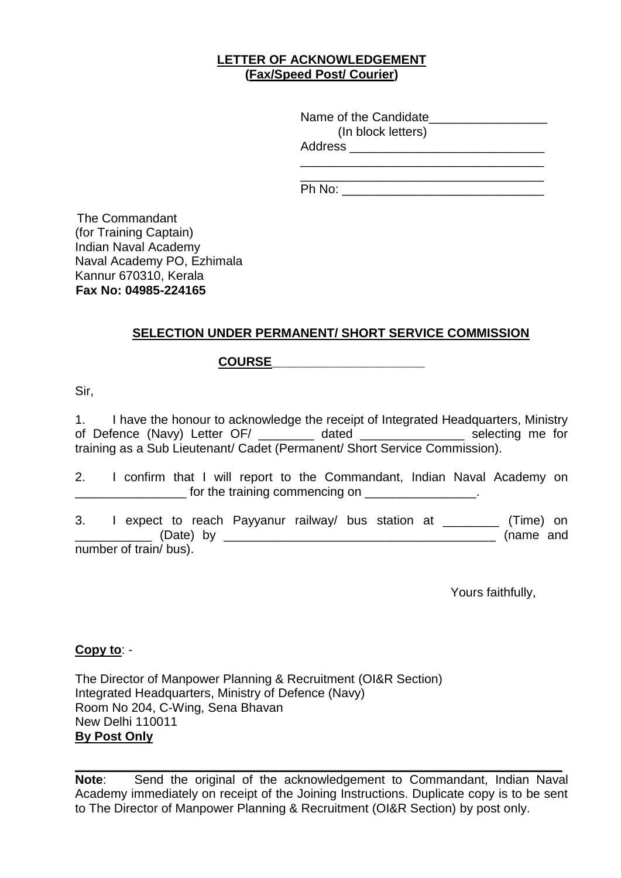**LETTER OF ACKNOWLEDGEMENT**
**(Fax/Speed Post/ Courier)**

Name of the Candidate_________________
(In block letters)
Address ____________________________
____________________________________
____________________________________
Ph No: ______________________________

The Commandant
(for Training Captain)
Indian Naval Academy
Naval Academy PO, Ezhimala
Kannur 670310, Kerala
**Fax No: 04985-224165**

**SELECTION UNDER PERMANENT/ SHORT SERVICE COMMISSION**

**COURSE**______________________

Sir,

1. I have the honour to acknowledge the receipt of Integrated Headquarters, Ministry of Defence (Navy) Letter OF/ ________ dated _______________ selecting me for training as a Sub Lieutenant/ Cadet (Permanent/ Short Service Commission).

2. I confirm that I will report to the Commandant, Indian Naval Academy on ________________ for the training commencing on ________________.

3. I expect to reach Payyanur railway/ bus station at ________ (Time) on ___________ (Date) by _______________________________________ (name and number of train/ bus).

Yours faithfully,

**Copy to**: -

The Director of Manpower Planning & Recruitment (OI&R Section)
Integrated Headquarters, Ministry of Defence (Navy)
Room No 204, C-Wing, Sena Bhavan
New Delhi 110011
**By Post Only**

---

**Note**: Send the original of the acknowledgement to Commandant, Indian Naval Academy immediately on receipt of the Joining Instructions. Duplicate copy is to be sent to The Director of Manpower Planning & Recruitment (OI&R Section) by post only.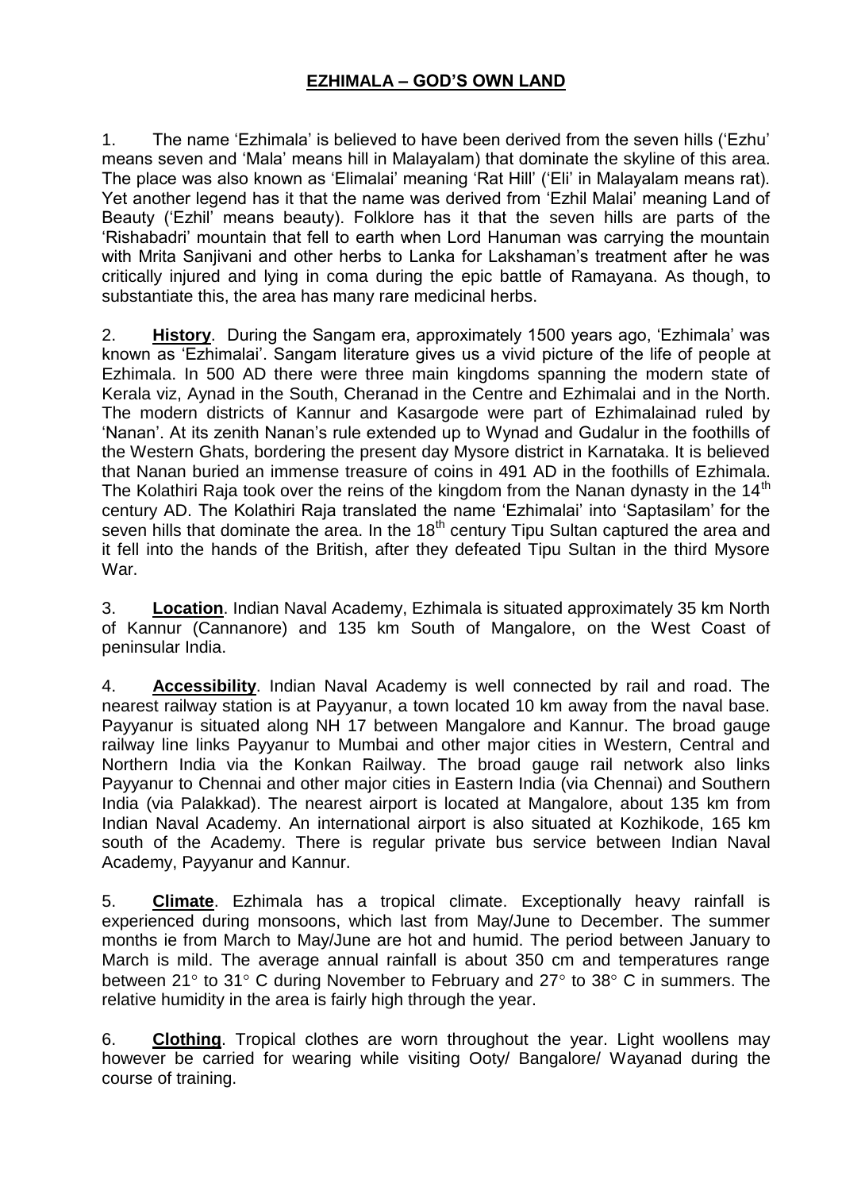# EZHIMALA – GOD'S OWN LAND

1. The name 'Ezhimala' is believed to have been derived from the seven hills ('Ezhu' means seven and 'Mala' means hill in Malayalam) that dominate the skyline of this area. The place was also known as 'Elimalai' meaning 'Rat Hill' ('Eli' in Malayalam means rat). Yet another legend has it that the name was derived from 'Ezhil Malai' meaning Land of Beauty ('Ezhil' means beauty). Folklore has it that the seven hills are parts of the 'Rishabadri' mountain that fell to earth when Lord Hanuman was carrying the mountain with Mrita Sanjivani and other herbs to Lanka for Lakshaman's treatment after he was critically injured and lying in coma during the epic battle of Ramayana. As though, to substantiate this, the area has many rare medicinal herbs.

2. **History**. During the Sangam era, approximately 1500 years ago, 'Ezhimala' was known as 'Ezhimalai'. Sangam literature gives us a vivid picture of the life of people at Ezhimala. In 500 AD there were three main kingdoms spanning the modern state of Kerala viz, Aynad in the South, Cheranad in the Centre and Ezhimalai and in the North. The modern districts of Kannur and Kasargode were part of Ezhimalainad ruled by 'Nanan'. At its zenith Nanan's rule extended up to Wynad and Gudalur in the foothills of the Western Ghats, bordering the present day Mysore district in Karnataka. It is believed that Nanan buried an immense treasure of coins in 491 AD in the foothills of Ezhimala. The Kolathiri Raja took over the reins of the kingdom from the Nanan dynasty in the 14th century AD. The Kolathiri Raja translated the name 'Ezhimalai' into 'Saptasilam' for the seven hills that dominate the area. In the 18th century Tipu Sultan captured the area and it fell into the hands of the British, after they defeated Tipu Sultan in the third Mysore War.

3. **Location**. Indian Naval Academy, Ezhimala is situated approximately 35 km North of Kannur (Cannanore) and 135 km South of Mangalore, on the West Coast of peninsular India.

4. **Accessibility**. Indian Naval Academy is well connected by rail and road. The nearest railway station is at Payyanur, a town located 10 km away from the naval base. Payyanur is situated along NH 17 between Mangalore and Kannur. The broad gauge railway line links Payyanur to Mumbai and other major cities in Western, Central and Northern India via the Konkan Railway. The broad gauge rail network also links Payyanur to Chennai and other major cities in Eastern India (via Chennai) and Southern India (via Palakkad). The nearest airport is located at Mangalore, about 135 km from Indian Naval Academy. An international airport is also situated at Kozhikode, 165 km south of the Academy. There is regular private bus service between Indian Naval Academy, Payyanur and Kannur.

5. **Climate**. Ezhimala has a tropical climate. Exceptionally heavy rainfall is experienced during monsoons, which last from May/June to December. The summer months ie from March to May/June are hot and humid. The period between January to March is mild. The average annual rainfall is about 350 cm and temperatures range between 21° to 31° C during November to February and 27° to 38° C in summers. The relative humidity in the area is fairly high through the year.

6. **Clothing**. Tropical clothes are worn throughout the year. Light woollens may however be carried for wearing while visiting Ooty/ Bangalore/ Wayanad during the course of training.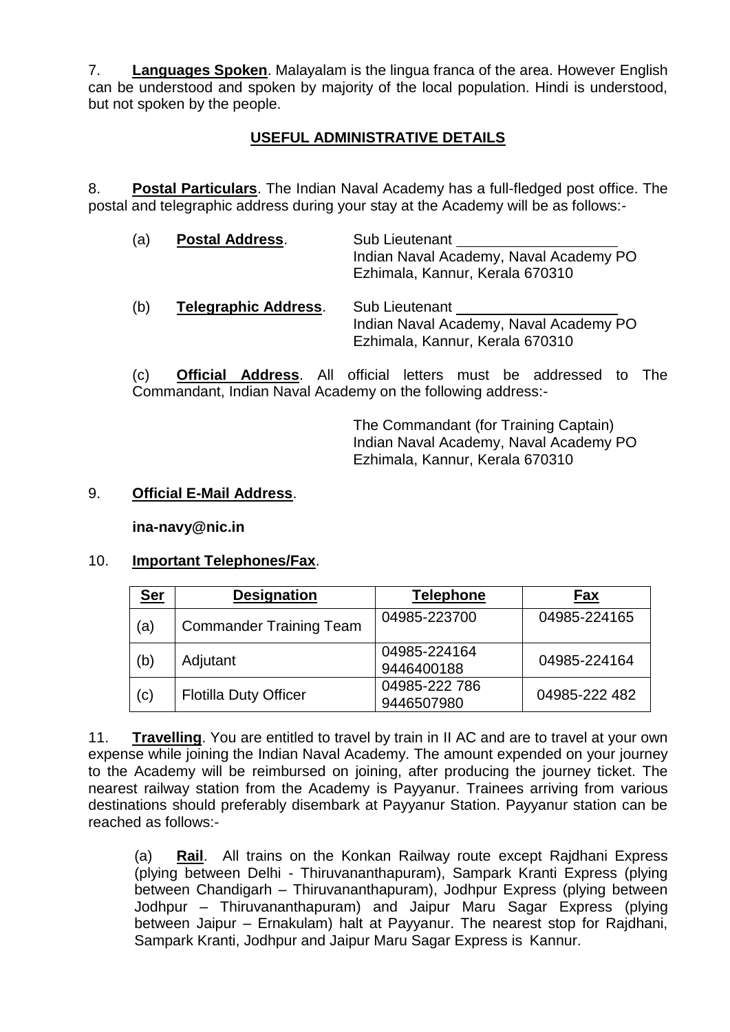7. **Languages Spoken**. Malayalam is the lingua franca of the area. However English can be understood and spoken by majority of the local population. Hindi is understood, but not spoken by the people.

## USEFUL ADMINISTRATIVE DETAILS

8. **Postal Particulars**. The Indian Naval Academy has a full-fledged post office. The postal and telegraphic address during your stay at the Academy will be as follows:-

(a) **Postal Address**.

Sub Lieutenant ____________________
Indian Naval Academy, Naval Academy PO
Ezhimala, Kannur, Kerala 670310

(b) **Telegraphic Address**.

Sub Lieutenant ____________________
Indian Naval Academy, Naval Academy PO
Ezhimala, Kannur, Kerala 670310

(c) **Official Address**. All official letters must be addressed to The Commandant, Indian Naval Academy on the following address:-

The Commandant (for Training Captain)
Indian Naval Academy, Naval Academy PO
Ezhimala, Kannur, Kerala 670310

9. **Official E-Mail Address**.

**ina-navy@nic.in**

10. **Important Telephones/Fax**.

| Ser | Designation | Telephone | Fax |
|---|---|---|---|
| (a) | Commander Training Team | 04985-223700 | 04985-224165 |
| (b) | Adjutant | 04985-224164<br>9446400188 | 04985-224164 |
| (c) | Flotilla Duty Officer | 04985-222 786<br>9446507980 | 04985-222 482 |

11. **Travelling**. You are entitled to travel by train in II AC and are to travel at your own expense while joining the Indian Naval Academy. The amount expended on your journey to the Academy will be reimbursed on joining, after producing the journey ticket. The nearest railway station from the Academy is Payyanur. Trainees arriving from various destinations should preferably disembark at Payyanur Station. Payyanur station can be reached as follows:-

(a) **Rail**. All trains on the Konkan Railway route except Rajdhani Express (plying between Delhi - Thiruvananthapuram), Sampark Kranti Express (plying between Chandigarh – Thiruvananthapuram), Jodhpur Express (plying between Jodhpur – Thiruvananthapuram) and Jaipur Maru Sagar Express (plying between Jaipur – Ernakulam) halt at Payyanur. The nearest stop for Rajdhani, Sampark Kranti, Jodhpur and Jaipur Maru Sagar Express is Kannur.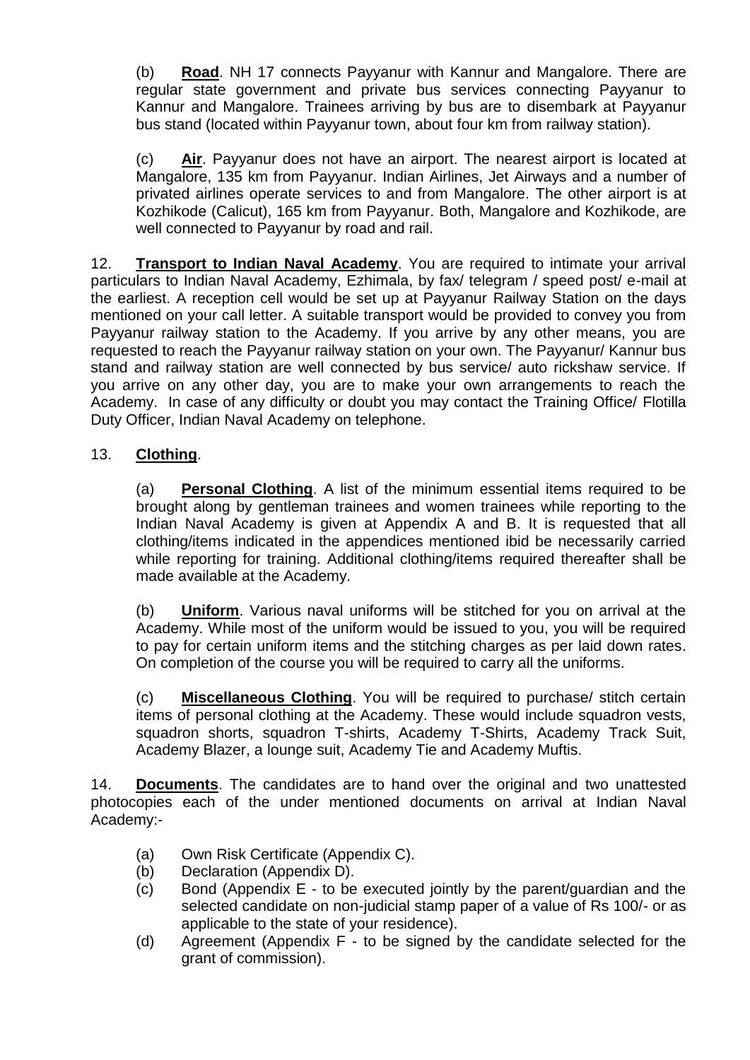(b) **Road**. NH 17 connects Payyanur with Kannur and Mangalore. There are regular state government and private bus services connecting Payyanur to Kannur and Mangalore. Trainees arriving by bus are to disembark at Payyanur bus stand (located within Payyanur town, about four km from railway station).

(c) **Air**. Payyanur does not have an airport. The nearest airport is located at Mangalore, 135 km from Payyanur. Indian Airlines, Jet Airways and a number of privated airlines operate services to and from Mangalore. The other airport is at Kozhikode (Calicut), 165 km from Payyanur. Both, Mangalore and Kozhikode, are well connected to Payyanur by road and rail.

12. **Transport to Indian Naval Academy**. You are required to intimate your arrival particulars to Indian Naval Academy, Ezhimala, by fax/ telegram / speed post/ e-mail at the earliest. A reception cell would be set up at Payyanur Railway Station on the days mentioned on your call letter. A suitable transport would be provided to convey you from Payyanur railway station to the Academy. If you arrive by any other means, you are requested to reach the Payyanur railway station on your own. The Payyanur/ Kannur bus stand and railway station are well connected by bus service/ auto rickshaw service. If you arrive on any other day, you are to make your own arrangements to reach the Academy. In case of any difficulty or doubt you may contact the Training Office/ Flotilla Duty Officer, Indian Naval Academy on telephone.

13. **Clothing**.

(a) **Personal Clothing**. A list of the minimum essential items required to be brought along by gentleman trainees and women trainees while reporting to the Indian Naval Academy is given at Appendix A and B. It is requested that all clothing/items indicated in the appendices mentioned ibid be necessarily carried while reporting for training. Additional clothing/items required thereafter shall be made available at the Academy.

(b) **Uniform**. Various naval uniforms will be stitched for you on arrival at the Academy. While most of the uniform would be issued to you, you will be required to pay for certain uniform items and the stitching charges as per laid down rates. On completion of the course you will be required to carry all the uniforms.

(c) **Miscellaneous Clothing**. You will be required to purchase/ stitch certain items of personal clothing at the Academy. These would include squadron vests, squadron shorts, squadron T-shirts, Academy T-Shirts, Academy Track Suit, Academy Blazer, a lounge suit, Academy Tie and Academy Muftis.

14. **Documents**. The candidates are to hand over the original and two unattested photocopies each of the under mentioned documents on arrival at Indian Naval Academy:-

(a) Own Risk Certificate (Appendix C).
(b) Declaration (Appendix D).
(c) Bond (Appendix E - to be executed jointly by the parent/guardian and the selected candidate on non-judicial stamp paper of a value of Rs 100/- or as applicable to the state of your residence).
(d) Agreement (Appendix F - to be signed by the candidate selected for the grant of commission).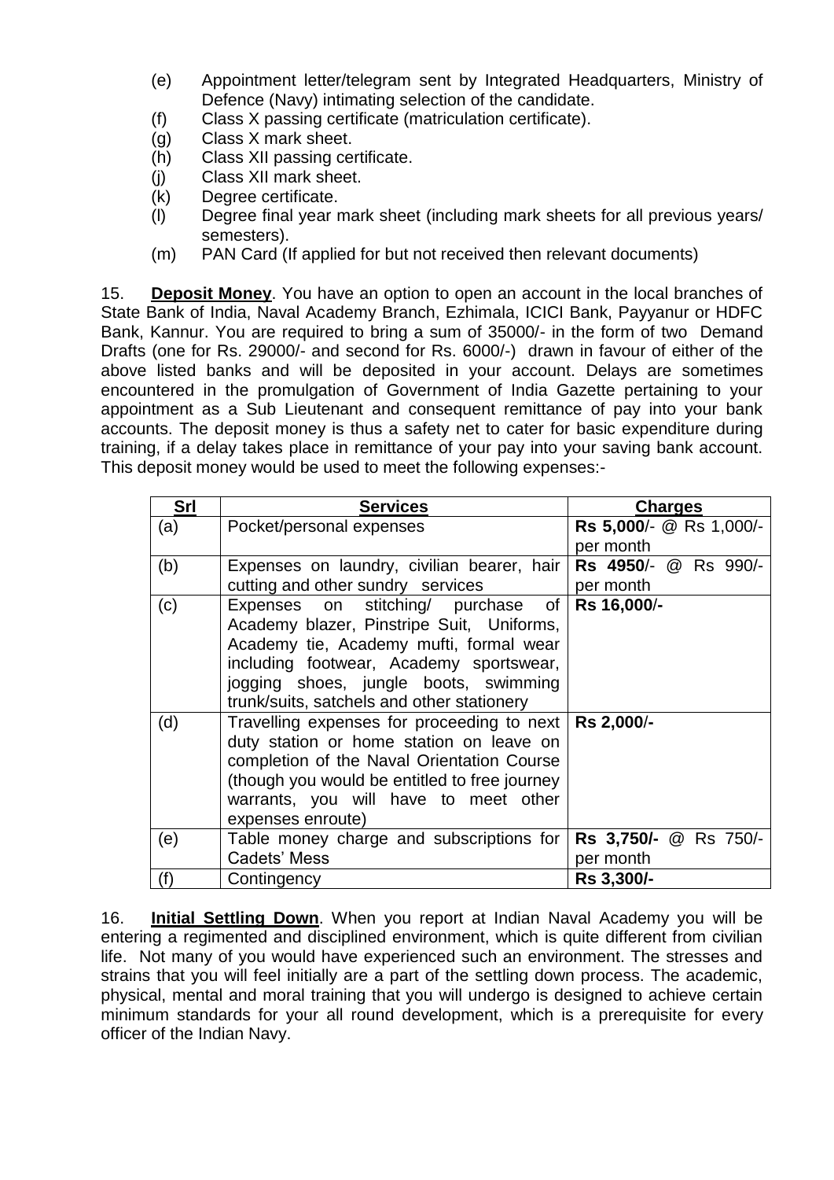(e) Appointment letter/telegram sent by Integrated Headquarters, Ministry of Defence (Navy) intimating selection of the candidate.
(f) Class X passing certificate (matriculation certificate).
(g) Class X mark sheet.
(h) Class XII passing certificate.
(j) Class XII mark sheet.
(k) Degree certificate.
(l) Degree final year mark sheet (including mark sheets for all previous years/ semesters).
(m) PAN Card (If applied for but not received then relevant documents)

15. **Deposit Money**. You have an option to open an account in the local branches of State Bank of India, Naval Academy Branch, Ezhimala, ICICI Bank, Payyanur or HDFC Bank, Kannur. You are required to bring a sum of 35000/- in the form of two Demand Drafts (one for Rs. 29000/- and second for Rs. 6000/-) drawn in favour of either of the above listed banks and will be deposited in your account. Delays are sometimes encountered in the promulgation of Government of India Gazette pertaining to your appointment as a Sub Lieutenant and consequent remittance of pay into your bank accounts. The deposit money is thus a safety net to cater for basic expenditure during training, if a delay takes place in remittance of your pay into your saving bank account. This deposit money would be used to meet the following expenses:-

| Srl | Services | Charges |
|---|---|---|
| (a) | Pocket/personal expenses | **Rs 5,000**/- @ Rs 1,000/- per month |
| (b) | Expenses on laundry, civilian bearer, hair cutting and other sundry services | **Rs 4950**/- @ Rs 990/- per month |
| (c) | Expenses on stitching/ purchase of Academy blazer, Pinstripe Suit, Uniforms, Academy tie, Academy mufti, formal wear including footwear, Academy sportswear, jogging shoes, jungle boots, swimming trunk/suits, satchels and other stationery | **Rs 16,000/-** |
| (d) | Travelling expenses for proceeding to next duty station or home station on leave on completion of the Naval Orientation Course (though you would be entitled to free journey warrants, you will have to meet other expenses enroute) | **Rs 2,000/-** |
| (e) | Table money charge and subscriptions for Cadets' Mess | **Rs 3,750/-** @ Rs 750/- per month |
| (f) | Contingency | **Rs 3,300/-** |

16. **Initial Settling Down**. When you report at Indian Naval Academy you will be entering a regimented and disciplined environment, which is quite different from civilian life. Not many of you would have experienced such an environment. The stresses and strains that you will feel initially are a part of the settling down process. The academic, physical, mental and moral training that you will undergo is designed to achieve certain minimum standards for your all round development, which is a prerequisite for every officer of the Indian Navy.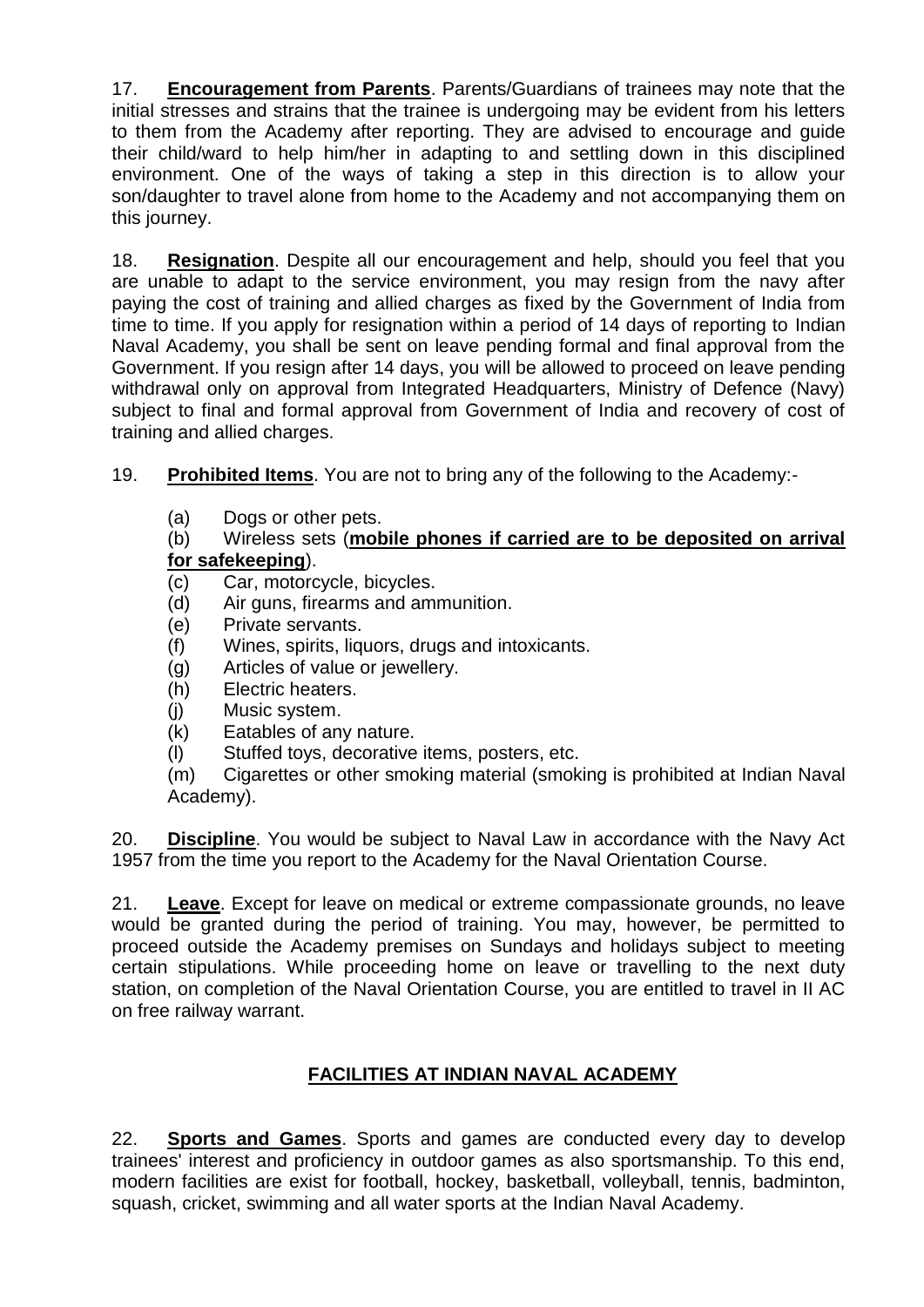17. **Encouragement from Parents**. Parents/Guardians of trainees may note that the initial stresses and strains that the trainee is undergoing may be evident from his letters to them from the Academy after reporting. They are advised to encourage and guide their child/ward to help him/her in adapting to and settling down in this disciplined environment. One of the ways of taking a step in this direction is to allow your son/daughter to travel alone from home to the Academy and not accompanying them on this journey.

18. **Resignation**. Despite all our encouragement and help, should you feel that you are unable to adapt to the service environment, you may resign from the navy after paying the cost of training and allied charges as fixed by the Government of India from time to time. If you apply for resignation within a period of 14 days of reporting to Indian Naval Academy, you shall be sent on leave pending formal and final approval from the Government. If you resign after 14 days, you will be allowed to proceed on leave pending withdrawal only on approval from Integrated Headquarters, Ministry of Defence (Navy) subject to final and formal approval from Government of India and recovery of cost of training and allied charges.

19. **Prohibited Items**. You are not to bring any of the following to the Academy:-

(a) Dogs or other pets.
(b) Wireless sets (**mobile phones if carried are to be deposited on arrival for safekeeping**).
(c) Car, motorcycle, bicycles.
(d) Air guns, firearms and ammunition.
(e) Private servants.
(f) Wines, spirits, liquors, drugs and intoxicants.
(g) Articles of value or jewellery.
(h) Electric heaters.
(j) Music system.
(k) Eatables of any nature.
(l) Stuffed toys, decorative items, posters, etc.
(m) Cigarettes or other smoking material (smoking is prohibited at Indian Naval Academy).

20. **Discipline**. You would be subject to Naval Law in accordance with the Navy Act 1957 from the time you report to the Academy for the Naval Orientation Course.

21. **Leave**. Except for leave on medical or extreme compassionate grounds, no leave would be granted during the period of training. You may, however, be permitted to proceed outside the Academy premises on Sundays and holidays subject to meeting certain stipulations. While proceeding home on leave or travelling to the next duty station, on completion of the Naval Orientation Course, you are entitled to travel in II AC on free railway warrant.

## FACILITIES AT INDIAN NAVAL ACADEMY

22. **Sports and Games**. Sports and games are conducted every day to develop trainees' interest and proficiency in outdoor games as also sportsmanship. To this end, modern facilities are exist for football, hockey, basketball, volleyball, tennis, badminton, squash, cricket, swimming and all water sports at the Indian Naval Academy.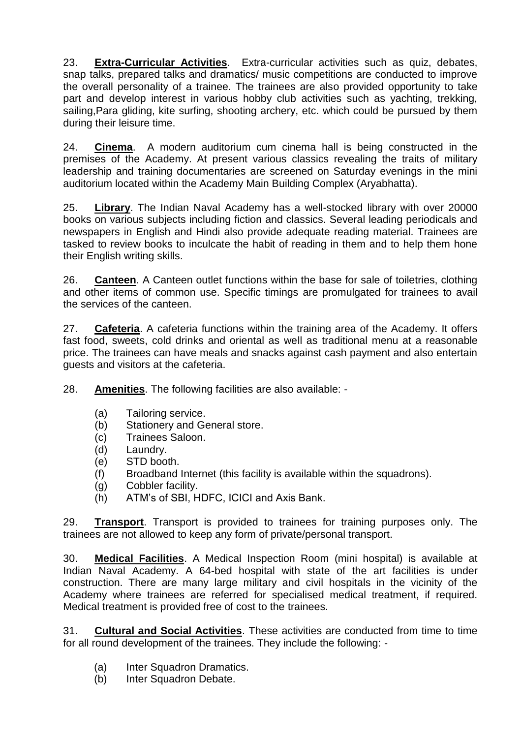23. **Extra-Curricular Activities**. Extra-curricular activities such as quiz, debates, snap talks, prepared talks and dramatics/ music competitions are conducted to improve the overall personality of a trainee. The trainees are also provided opportunity to take part and develop interest in various hobby club activities such as yachting, trekking, sailing,Para gliding, kite surfing, shooting archery, etc. which could be pursued by them during their leisure time.

24. **Cinema**. A modern auditorium cum cinema hall is being constructed in the premises of the Academy. At present various classics revealing the traits of military leadership and training documentaries are screened on Saturday evenings in the mini auditorium located within the Academy Main Building Complex (Aryabhatta).

25. **Library**. The Indian Naval Academy has a well-stocked library with over 20000 books on various subjects including fiction and classics. Several leading periodicals and newspapers in English and Hindi also provide adequate reading material. Trainees are tasked to review books to inculcate the habit of reading in them and to help them hone their English writing skills.

26. **Canteen**. A Canteen outlet functions within the base for sale of toiletries, clothing and other items of common use. Specific timings are promulgated for trainees to avail the services of the canteen.

27. **Cafeteria**. A cafeteria functions within the training area of the Academy. It offers fast food, sweets, cold drinks and oriental as well as traditional menu at a reasonable price. The trainees can have meals and snacks against cash payment and also entertain guests and visitors at the cafeteria.

28. **Amenities**. The following facilities are also available: -

(a) Tailoring service.
(b) Stationery and General store.
(c) Trainees Saloon.
(d) Laundry.
(e) STD booth.
(f) Broadband Internet (this facility is available within the squadrons).
(g) Cobbler facility.
(h) ATM's of SBI, HDFC, ICICI and Axis Bank.

29. **Transport**. Transport is provided to trainees for training purposes only. The trainees are not allowed to keep any form of private/personal transport.

30. **Medical Facilities**. A Medical Inspection Room (mini hospital) is available at Indian Naval Academy. A 64-bed hospital with state of the art facilities is under construction. There are many large military and civil hospitals in the vicinity of the Academy where trainees are referred for specialised medical treatment, if required. Medical treatment is provided free of cost to the trainees.

31. **Cultural and Social Activities**. These activities are conducted from time to time for all round development of the trainees. They include the following: -

(a) Inter Squadron Dramatics.
(b) Inter Squadron Debate.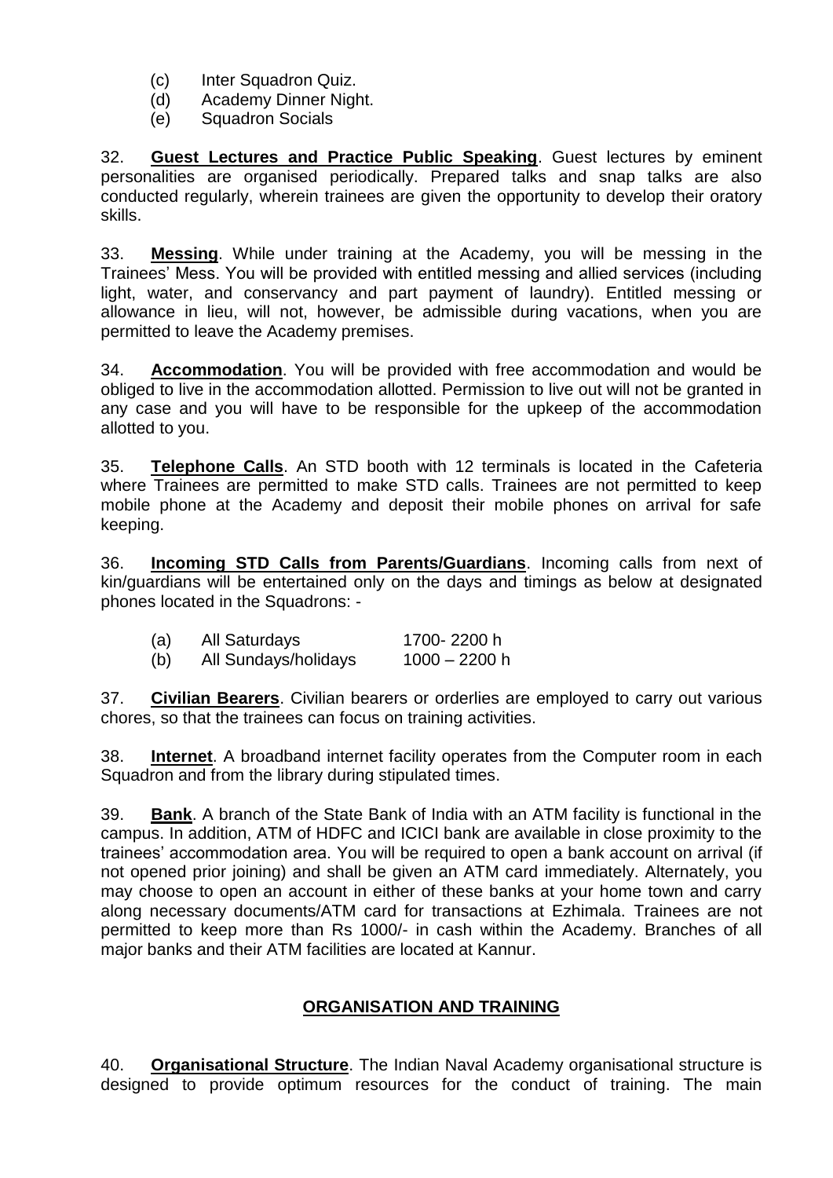(c) Inter Squadron Quiz.
(d) Academy Dinner Night.
(e) Squadron Socials

32. **Guest Lectures and Practice Public Speaking**. Guest lectures by eminent personalities are organised periodically. Prepared talks and snap talks are also conducted regularly, wherein trainees are given the opportunity to develop their oratory skills.

33. **Messing**. While under training at the Academy, you will be messing in the Trainees' Mess. You will be provided with entitled messing and allied services (including light, water, and conservancy and part payment of laundry). Entitled messing or allowance in lieu, will not, however, be admissible during vacations, when you are permitted to leave the Academy premises.

34. **Accommodation**. You will be provided with free accommodation and would be obliged to live in the accommodation allotted. Permission to live out will not be granted in any case and you will have to be responsible for the upkeep of the accommodation allotted to you.

35. **Telephone Calls**. An STD booth with 12 terminals is located in the Cafeteria where Trainees are permitted to make STD calls. Trainees are not permitted to keep mobile phone at the Academy and deposit their mobile phones on arrival for safe keeping.

36. **Incoming STD Calls from Parents/Guardians**. Incoming calls from next of kin/guardians will be entertained only on the days and timings as below at designated phones located in the Squadrons: -

| | | |
|---|---|---|
| (a) | All Saturdays | 1700- 2200 h |
| (b) | All Sundays/holidays | 1000 – 2200 h |

37. **Civilian Bearers**. Civilian bearers or orderlies are employed to carry out various chores, so that the trainees can focus on training activities.

38. **Internet**. A broadband internet facility operates from the Computer room in each Squadron and from the library during stipulated times.

39. **Bank**. A branch of the State Bank of India with an ATM facility is functional in the campus. In addition, ATM of HDFC and ICICI bank are available in close proximity to the trainees' accommodation area. You will be required to open a bank account on arrival (if not opened prior joining) and shall be given an ATM card immediately. Alternately, you may choose to open an account in either of these banks at your home town and carry along necessary documents/ATM card for transactions at Ezhimala. Trainees are not permitted to keep more than Rs 1000/- in cash within the Academy. Branches of all major banks and their ATM facilities are located at Kannur.

## ORGANISATION AND TRAINING

40. **Organisational Structure**. The Indian Naval Academy organisational structure is designed to provide optimum resources for the conduct of training. The main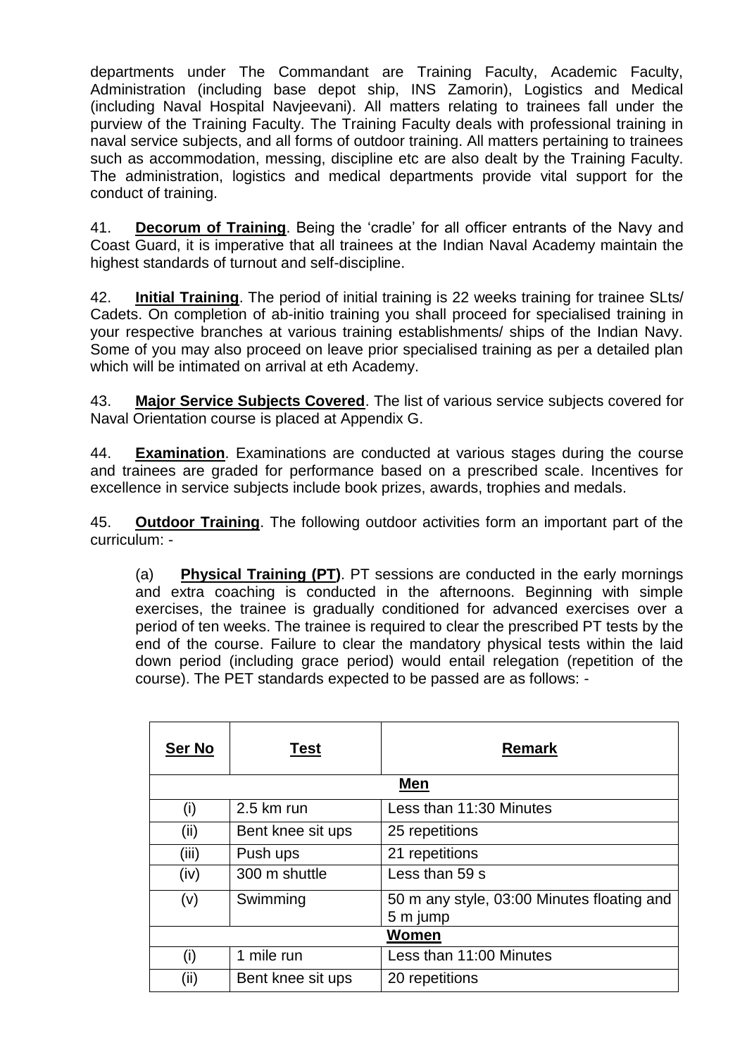departments under The Commandant are Training Faculty, Academic Faculty, Administration (including base depot ship, INS Zamorin), Logistics and Medical (including Naval Hospital Navjeevani). All matters relating to trainees fall under the purview of the Training Faculty. The Training Faculty deals with professional training in naval service subjects, and all forms of outdoor training. All matters pertaining to trainees such as accommodation, messing, discipline etc are also dealt by the Training Faculty. The administration, logistics and medical departments provide vital support for the conduct of training.

41. **Decorum of Training**. Being the 'cradle' for all officer entrants of the Navy and Coast Guard, it is imperative that all trainees at the Indian Naval Academy maintain the highest standards of turnout and self-discipline.

42. **Initial Training**. The period of initial training is 22 weeks training for trainee SLts/ Cadets. On completion of ab-initio training you shall proceed for specialised training in your respective branches at various training establishments/ ships of the Indian Navy. Some of you may also proceed on leave prior specialised training as per a detailed plan which will be intimated on arrival at eth Academy.

43. **Major Service Subjects Covered**. The list of various service subjects covered for Naval Orientation course is placed at Appendix G.

44. **Examination**. Examinations are conducted at various stages during the course and trainees are graded for performance based on a prescribed scale. Incentives for excellence in service subjects include book prizes, awards, trophies and medals.

45. **Outdoor Training**. The following outdoor activities form an important part of the curriculum: -

(a) **Physical Training (PT)**. PT sessions are conducted in the early mornings and extra coaching is conducted in the afternoons. Beginning with simple exercises, the trainee is gradually conditioned for advanced exercises over a period of ten weeks. The trainee is required to clear the prescribed PT tests by the end of the course. Failure to clear the mandatory physical tests within the laid down period (including grace period) would entail relegation (repetition of the course). The PET standards expected to be passed are as follows: -

| **Ser No** | **Test** | **Remark** |
|---|---|---|
| | **Men** | |
| (i) | 2.5 km run | Less than 11:30 Minutes |
| (ii) | Bent knee sit ups | 25 repetitions |
| (iii) | Push ups | 21 repetitions |
| (iv) | 300 m shuttle | Less than 59 s |
| (v) | Swimming | 50 m any style, 03:00 Minutes floating and 5 m jump |
| | **Women** | |
| (i) | 1 mile run | Less than 11:00 Minutes |
| (ii) | Bent knee sit ups | 20 repetitions |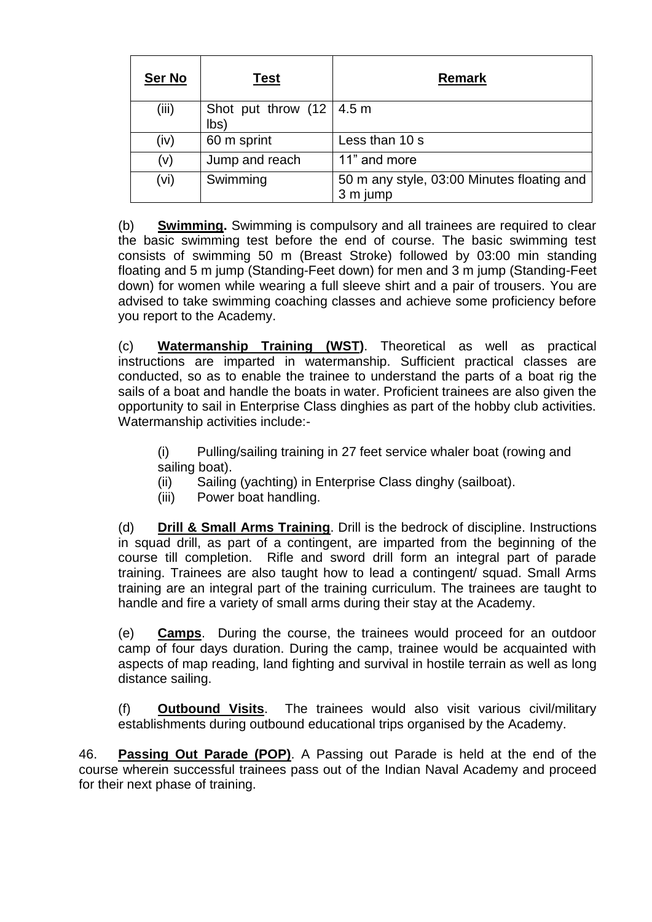| Ser No | Test | Remark |
|---|---|---|
| (iii) | Shot put throw (12 lbs) | 4.5 m |
| (iv) | 60 m sprint | Less than 10 s |
| (v) | Jump and reach | 11" and more |
| (vi) | Swimming | 50 m any style, 03:00 Minutes floating and 3 m jump |

(b) **Swimming.** Swimming is compulsory and all trainees are required to clear the basic swimming test before the end of course. The basic swimming test consists of swimming 50 m (Breast Stroke) followed by 03:00 min standing floating and 5 m jump (Standing-Feet down) for men and 3 m jump (Standing-Feet down) for women while wearing a full sleeve shirt and a pair of trousers. You are advised to take swimming coaching classes and achieve some proficiency before you report to the Academy.

(c) **Watermanship Training (WST)**. Theoretical as well as practical instructions are imparted in watermanship. Sufficient practical classes are conducted, so as to enable the trainee to understand the parts of a boat rig the sails of a boat and handle the boats in water. Proficient trainees are also given the opportunity to sail in Enterprise Class dinghies as part of the hobby club activities. Watermanship activities include:-

(i) Pulling/sailing training in 27 feet service whaler boat (rowing and sailing boat).
(ii) Sailing (yachting) in Enterprise Class dinghy (sailboat).
(iii) Power boat handling.

(d) **Drill & Small Arms Training**. Drill is the bedrock of discipline. Instructions in squad drill, as part of a contingent, are imparted from the beginning of the course till completion. Rifle and sword drill form an integral part of parade training. Trainees are also taught how to lead a contingent/ squad. Small Arms training are an integral part of the training curriculum. The trainees are taught to handle and fire a variety of small arms during their stay at the Academy.

(e) **Camps**. During the course, the trainees would proceed for an outdoor camp of four days duration. During the camp, trainee would be acquainted with aspects of map reading, land fighting and survival in hostile terrain as well as long distance sailing.

(f) **Outbound Visits**. The trainees would also visit various civil/military establishments during outbound educational trips organised by the Academy.

46. **Passing Out Parade (POP)**. A Passing out Parade is held at the end of the course wherein successful trainees pass out of the Indian Naval Academy and proceed for their next phase of training.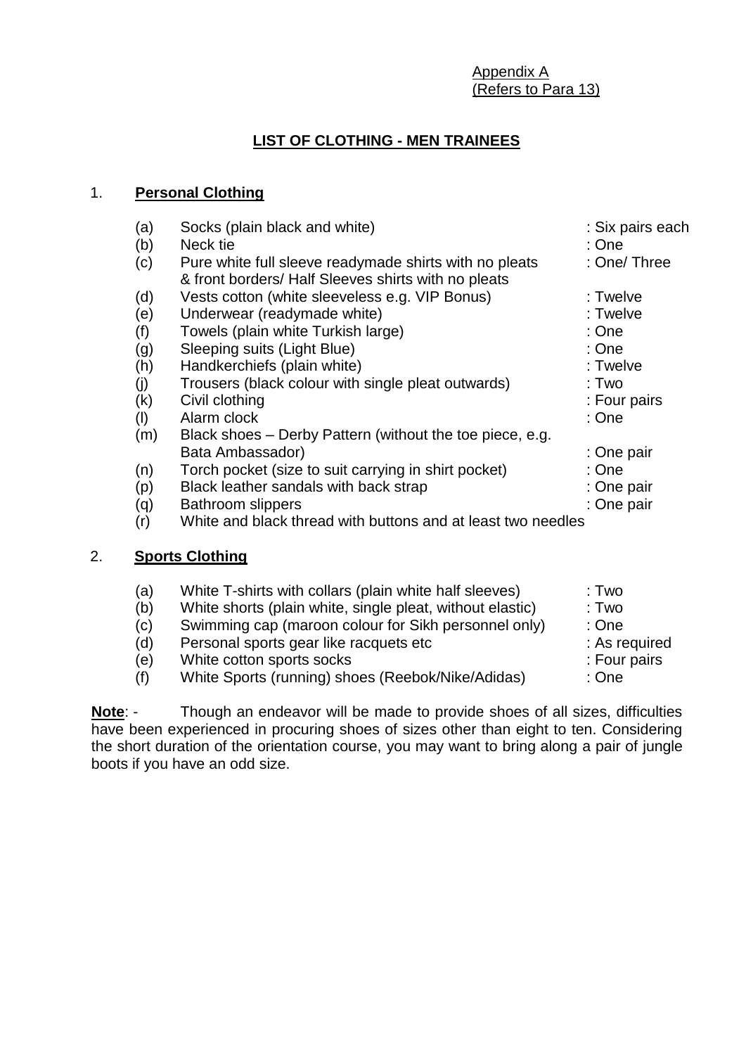Appendix A
(Refers to Para 13)

## LIST OF CLOTHING - MEN TRAINEES

1. **Personal Clothing**

| | | |
|---|---|---|
| (a) | Socks (plain black and white) | : Six pairs each |
| (b) | Neck tie | : One |
| (c) | Pure white full sleeve readymade shirts with no pleats & front borders/ Half Sleeves shirts with no pleats | : One/ Three |
| (d) | Vests cotton (white sleeveless e.g. VIP Bonus) | : Twelve |
| (e) | Underwear (readymade white) | : Twelve |
| (f) | Towels (plain white Turkish large) | : One |
| (g) | Sleeping suits (Light Blue) | : One |
| (h) | Handkerchiefs (plain white) | : Twelve |
| (j) | Trousers (black colour with single pleat outwards) | : Two |
| (k) | Civil clothing | : Four pairs |
| (l) | Alarm clock | : One |
| (m) | Black shoes – Derby Pattern (without the toe piece, e.g. Bata Ambassador) | : One pair |
| (n) | Torch pocket (size to suit carrying in shirt pocket) | : One |
| (p) | Black leather sandals with back strap | : One pair |
| (q) | Bathroom slippers | : One pair |
| (r) | White and black thread with buttons and at least two needles | |

2. **Sports Clothing**

| | | |
|---|---|---|
| (a) | White T-shirts with collars (plain white half sleeves) | : Two |
| (b) | White shorts (plain white, single pleat, without elastic) | : Two |
| (c) | Swimming cap (maroon colour for Sikh personnel only) | : One |
| (d) | Personal sports gear like racquets etc | : As required |
| (e) | White cotton sports socks | : Four pairs |
| (f) | White Sports (running) shoes (Reebok/Nike/Adidas) | : One |

**Note**: - Though an endeavor will be made to provide shoes of all sizes, difficulties have been experienced in procuring shoes of sizes other than eight to ten. Considering the short duration of the orientation course, you may want to bring along a pair of jungle boots if you have an odd size.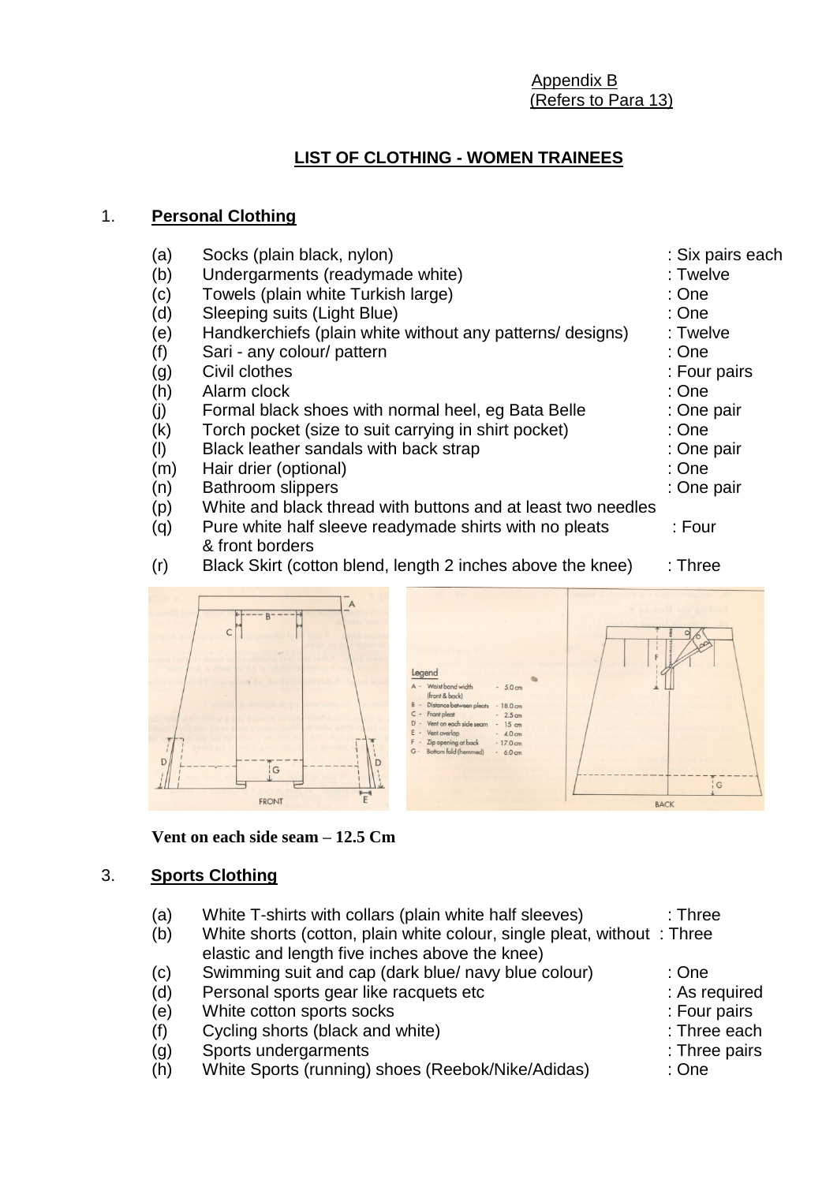Appendix B
(Refers to Para 13)

## LIST OF CLOTHING - WOMEN TRAINEES

1. **Personal Clothing**

| | | |
|---|---|---|
| (a) | Socks (plain black, nylon) | : Six pairs each |
| (b) | Undergarments (readymade white) | : Twelve |
| (c) | Towels (plain white Turkish large) | : One |
| (d) | Sleeping suits (Light Blue) | : One |
| (e) | Handkerchiefs (plain white without any patterns/ designs) | : Twelve |
| (f) | Sari - any colour/ pattern | : One |
| (g) | Civil clothes | : Four pairs |
| (h) | Alarm clock | : One |
| (j) | Formal black shoes with normal heel, eg Bata Belle | : One pair |
| (k) | Torch pocket (size to suit carrying in shirt pocket) | : One |
| (l) | Black leather sandals with back strap | : One pair |
| (m) | Hair drier (optional) | : One |
| (n) | Bathroom slippers | : One pair |
| (p) | White and black thread with buttons and at least two needles | |
| (q) | Pure white half sleeve readymade shirts with no pleats & front borders | : Four |
| (r) | Black Skirt (cotton blend, length 2 inches above the knee) | : Three |

Legend
A - Waist band width (front & back) - 5.0 cm
B - Distance between pleats - 18.0 cm
C - Front pleat - 2.5 cm
D - Vent on each side seam - 15 cm
E - Vent overlap - 4.0 cm
F - Zip opening at back - 17.0 cm
G - Bottom fold (hemmed) - 6.0 cm

FRONT

BACK

**Vent on each side seam – 12.5 Cm**

3. **Sports Clothing**

| | | |
|---|---|---|
| (a) | White T-shirts with collars (plain white half sleeves) | : Three |
| (b) | White shorts (cotton, plain white colour, single pleat, without elastic and length five inches above the knee) | : Three |
| (c) | Swimming suit and cap (dark blue/ navy blue colour) | : One |
| (d) | Personal sports gear like racquets etc | : As required |
| (e) | White cotton sports socks | : Four pairs |
| (f) | Cycling shorts (black and white) | : Three each |
| (g) | Sports undergarments | : Three pairs |
| (h) | White Sports (running) shoes (Reebok/Nike/Adidas) | : One |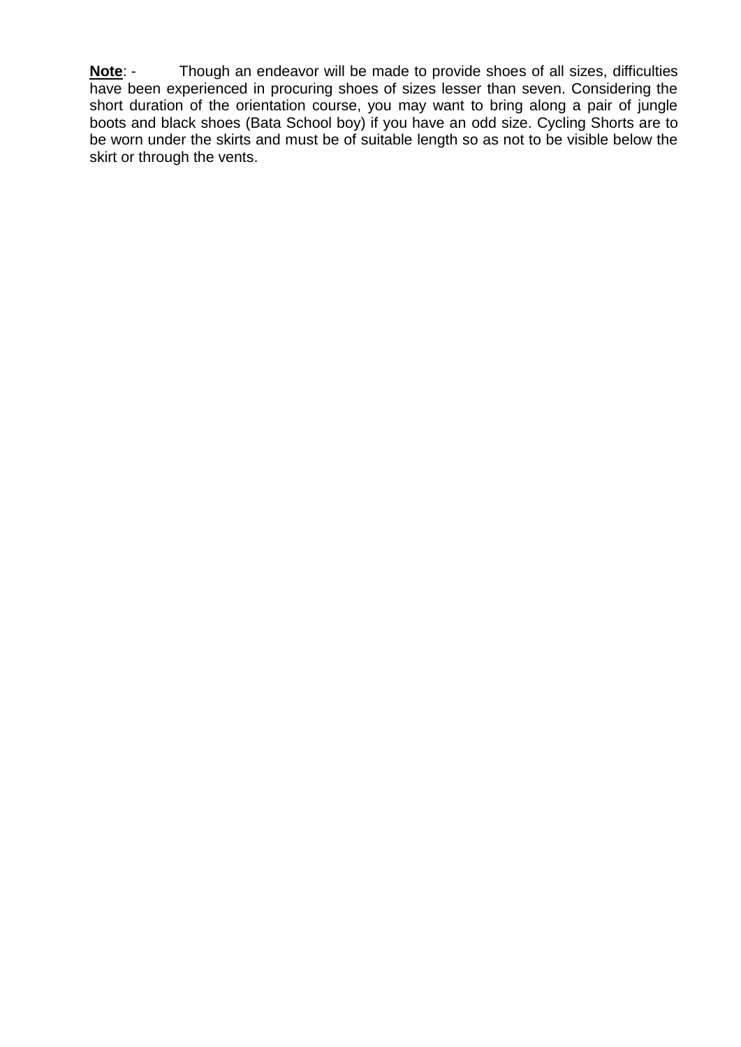**Note**: - Though an endeavor will be made to provide shoes of all sizes, difficulties have been experienced in procuring shoes of sizes lesser than seven. Considering the short duration of the orientation course, you may want to bring along a pair of jungle boots and black shoes (Bata School boy) if you have an odd size. Cycling Shorts are to be worn under the skirts and must be of suitable length so as not to be visible below the skirt or through the vents.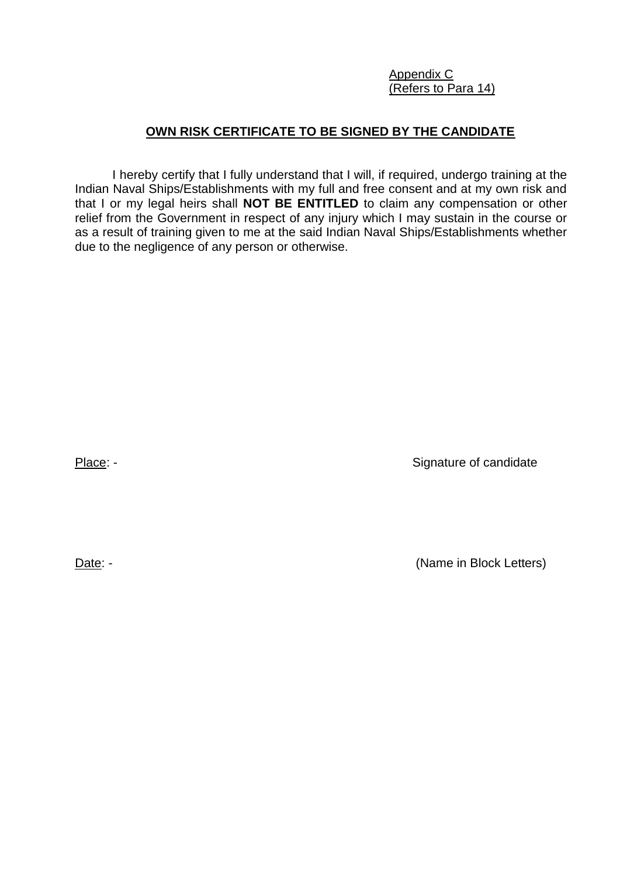Appendix C
(Refers to Para 14)

## OWN RISK CERTIFICATE TO BE SIGNED BY THE CANDIDATE

I hereby certify that I fully understand that I will, if required, undergo training at the Indian Naval Ships/Establishments with my full and free consent and at my own risk and that I or my legal heirs shall **NOT BE ENTITLED** to claim any compensation or other relief from the Government in respect of any injury which I may sustain in the course or as a result of training given to me at the said Indian Naval Ships/Establishments whether due to the negligence of any person or otherwise.

Place: -

Signature of candidate

Date: -

(Name in Block Letters)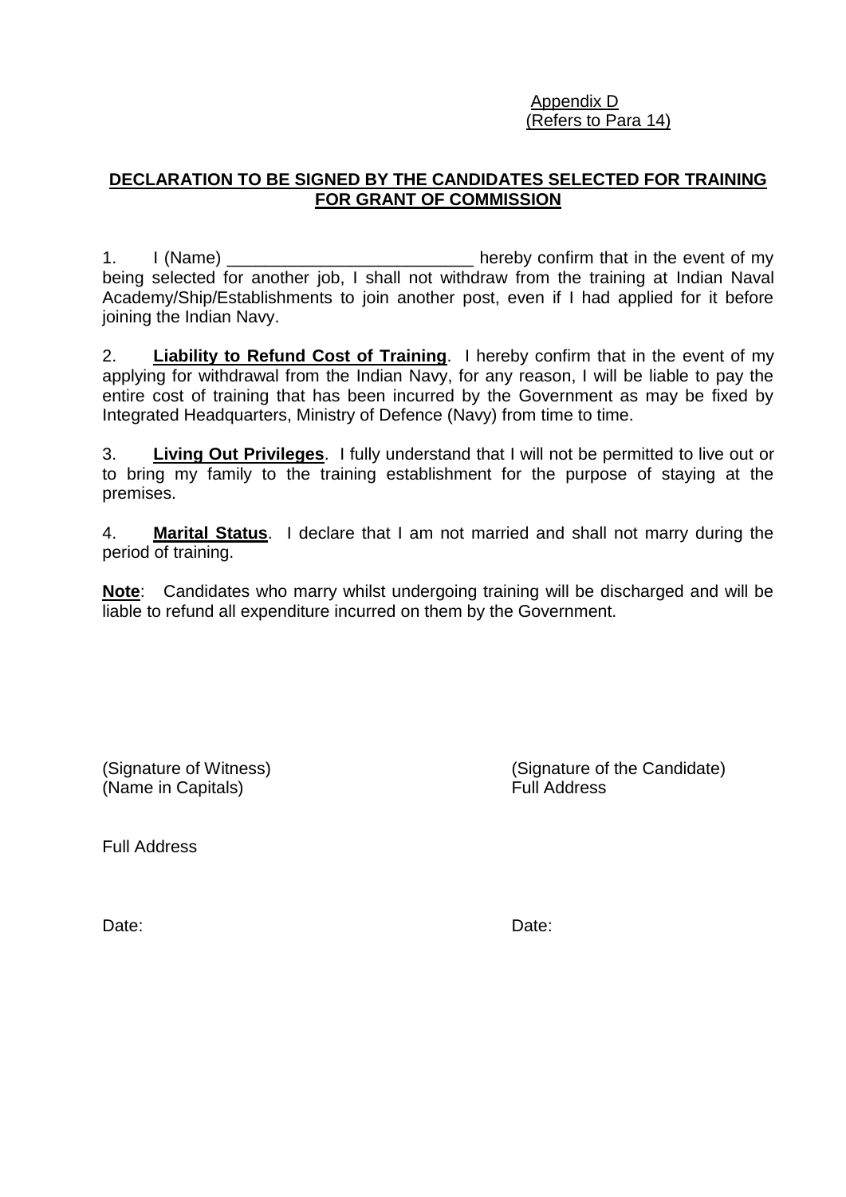Appendix D
(Refers to Para 14)

## DECLARATION TO BE SIGNED BY THE CANDIDATES SELECTED FOR TRAINING FOR GRANT OF COMMISSION

1. I (Name) __________________________ hereby confirm that in the event of my being selected for another job, I shall not withdraw from the training at Indian Naval Academy/Ship/Establishments to join another post, even if I had applied for it before joining the Indian Navy.

2. **Liability to Refund Cost of Training**. I hereby confirm that in the event of my applying for withdrawal from the Indian Navy, for any reason, I will be liable to pay the entire cost of training that has been incurred by the Government as may be fixed by Integrated Headquarters, Ministry of Defence (Navy) from time to time.

3. **Living Out Privileges**. I fully understand that I will not be permitted to live out or to bring my family to the training establishment for the purpose of staying at the premises.

4. **Marital Status**. I declare that I am not married and shall not marry during the period of training.

**Note**: Candidates who marry whilst undergoing training will be discharged and will be liable to refund all expenditure incurred on them by the Government.

(Signature of Witness)
(Name in Capitals)

Full Address

Date:

(Signature of the Candidate)
Full Address

Date: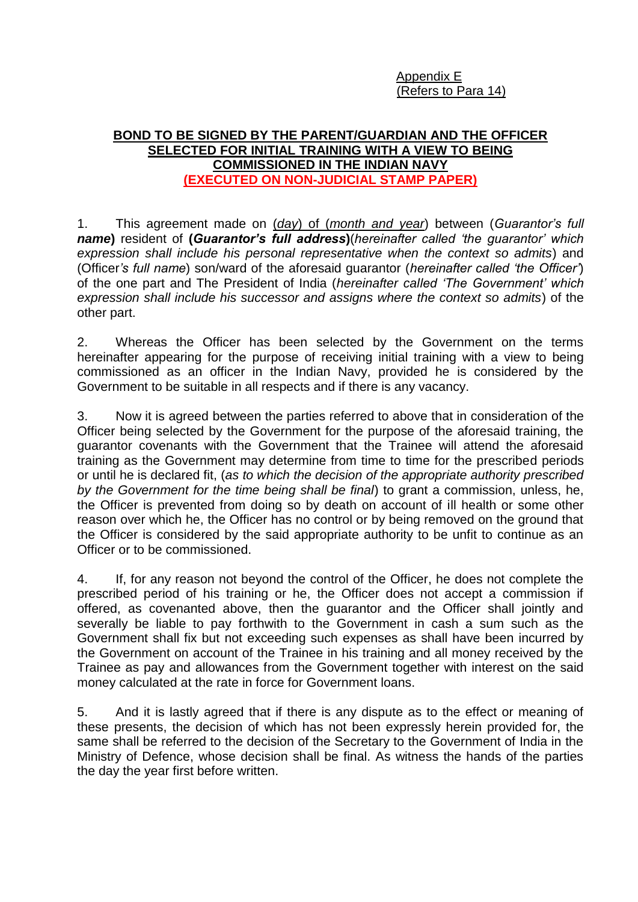<u>Appendix E</u>
<u>(Refers to Para 14)</u>

**<u>BOND TO BE SIGNED BY THE PARENT/GUARDIAN AND THE OFFICER SELECTED FOR INITIAL TRAINING WITH A VIEW TO BEING COMMISSIONED IN THE INDIAN NAVY</u>**
**<u>(EXECUTED ON NON-JUDICIAL STAMP PAPER)</u>**

1. This agreement made on (<u>*day*</u>) of (<u>*month and year*</u>) between (*Guarantor's full* ***name***) resident of **(*Guarantor's full address*)**(*hereinafter called 'the guarantor' which expression shall include his personal representative when the context so admits*) and (Officer*'s full name*) son/ward of the aforesaid guarantor (*hereinafter called 'the Officer'*) of the one part and The President of India (*hereinafter called 'The Government' which expression shall include his successor and assigns where the context so admits*) of the other part.

2. Whereas the Officer has been selected by the Government on the terms hereinafter appearing for the purpose of receiving initial training with a view to being commissioned as an officer in the Indian Navy, provided he is considered by the Government to be suitable in all respects and if there is any vacancy.

3. Now it is agreed between the parties referred to above that in consideration of the Officer being selected by the Government for the purpose of the aforesaid training, the guarantor covenants with the Government that the Trainee will attend the aforesaid training as the Government may determine from time to time for the prescribed periods or until he is declared fit, (*as to which the decision of the appropriate authority prescribed by the Government for the time being shall be final*) to grant a commission, unless, he, the Officer is prevented from doing so by death on account of ill health or some other reason over which he, the Officer has no control or by being removed on the ground that the Officer is considered by the said appropriate authority to be unfit to continue as an Officer or to be commissioned.

4. If, for any reason not beyond the control of the Officer, he does not complete the prescribed period of his training or he, the Officer does not accept a commission if offered, as covenanted above, then the guarantor and the Officer shall jointly and severally be liable to pay forthwith to the Government in cash a sum such as the Government shall fix but not exceeding such expenses as shall have been incurred by the Government on account of the Trainee in his training and all money received by the Trainee as pay and allowances from the Government together with interest on the said money calculated at the rate in force for Government loans.

5. And it is lastly agreed that if there is any dispute as to the effect or meaning of these presents, the decision of which has not been expressly herein provided for, the same shall be referred to the decision of the Secretary to the Government of India in the Ministry of Defence, whose decision shall be final. As witness the hands of the parties the day the year first before written.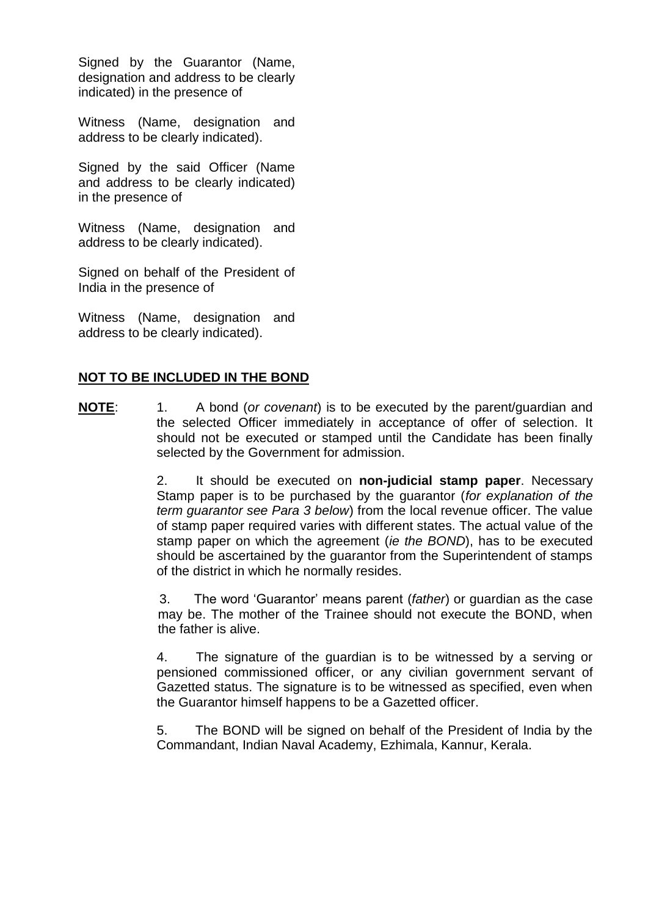Signed by the Guarantor (Name, designation and address to be clearly indicated) in the presence of

Witness (Name, designation and address to be clearly indicated).

Signed by the said Officer (Name and address to be clearly indicated) in the presence of

Witness (Name, designation and address to be clearly indicated).

Signed on behalf of the President of India in the presence of

Witness (Name, designation and address to be clearly indicated).

**NOT TO BE INCLUDED IN THE BOND**

**NOTE**: 1. A bond (*or covenant*) is to be executed by the parent/guardian and the selected Officer immediately in acceptance of offer of selection. It should not be executed or stamped until the Candidate has been finally selected by the Government for admission.

2. It should be executed on **non-judicial stamp paper**. Necessary Stamp paper is to be purchased by the guarantor (*for explanation of the term guarantor see Para 3 below*) from the local revenue officer. The value of stamp paper required varies with different states. The actual value of the stamp paper on which the agreement (*ie the BOND*), has to be executed should be ascertained by the guarantor from the Superintendent of stamps of the district in which he normally resides.

3. The word 'Guarantor' means parent (*father*) or guardian as the case may be. The mother of the Trainee should not execute the BOND, when the father is alive.

4. The signature of the guardian is to be witnessed by a serving or pensioned commissioned officer, or any civilian government servant of Gazetted status. The signature is to be witnessed as specified, even when the Guarantor himself happens to be a Gazetted officer.

5. The BOND will be signed on behalf of the President of India by the Commandant, Indian Naval Academy, Ezhimala, Kannur, Kerala.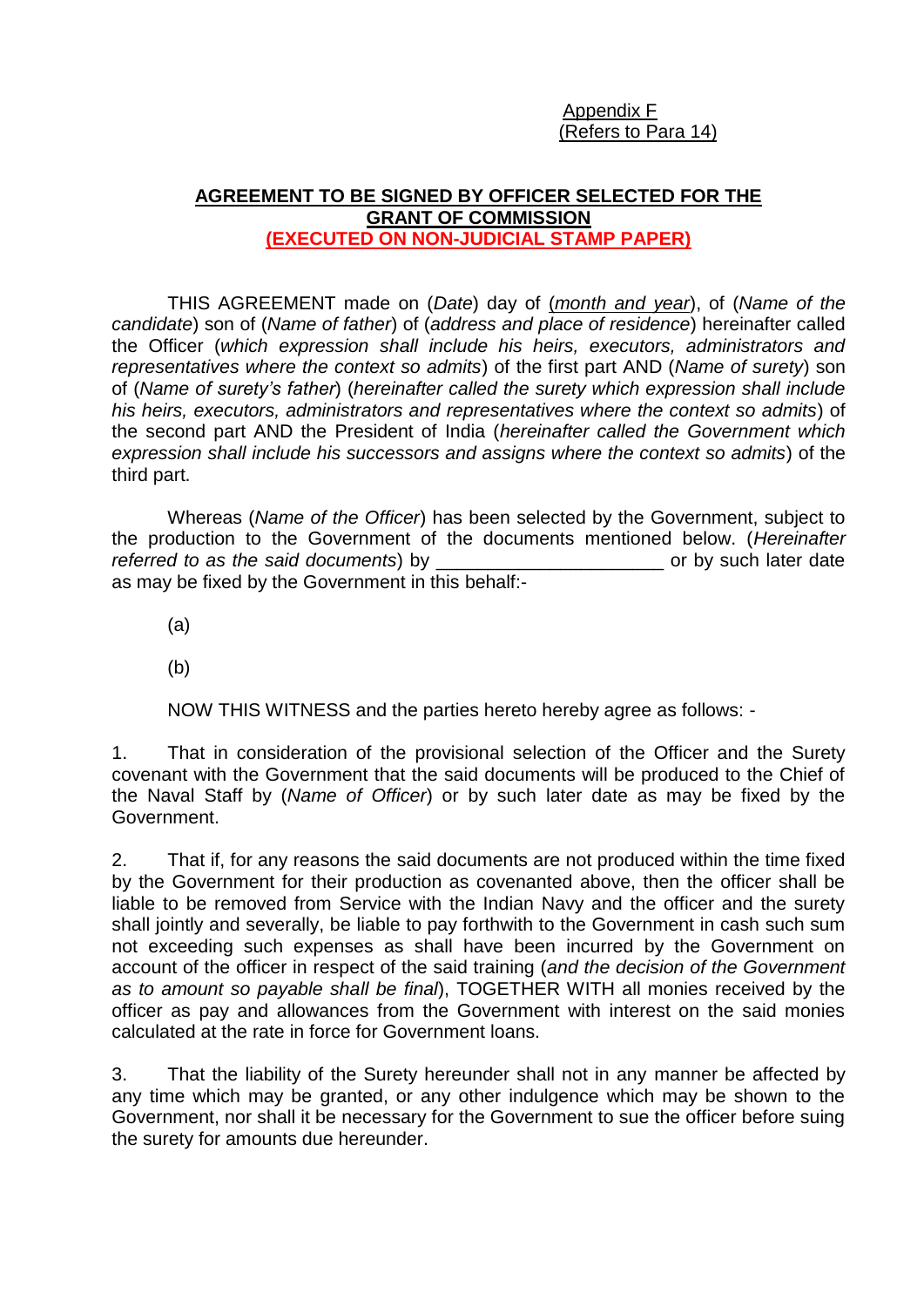Appendix F
(Refers to Para 14)

## AGREEMENT TO BE SIGNED BY OFFICER SELECTED FOR THE GRANT OF COMMISSION
## (EXECUTED ON NON-JUDICIAL STAMP PAPER)

THIS AGREEMENT made on (*Date*) day of (*month and year*), of (*Name of the candidate*) son of (*Name of father*) of (*address and place of residence*) hereinafter called the Officer (*which expression shall include his heirs, executors, administrators and representatives where the context so admits*) of the first part AND (*Name of surety*) son of (*Name of surety's father*) (*hereinafter called the surety which expression shall include his heirs, executors, administrators and representatives where the context so admits*) of the second part AND the President of India (*hereinafter called the Government which expression shall include his successors and assigns where the context so admits*) of the third part.

Whereas (*Name of the Officer*) has been selected by the Government, subject to the production to the Government of the documents mentioned below. (*Hereinafter referred to as the said documents*) by ______________________ or by such later date as may be fixed by the Government in this behalf:-

(a)

(b)

NOW THIS WITNESS and the parties hereto hereby agree as follows: -

1. That in consideration of the provisional selection of the Officer and the Surety covenant with the Government that the said documents will be produced to the Chief of the Naval Staff by (*Name of Officer*) or by such later date as may be fixed by the Government.

2. That if, for any reasons the said documents are not produced within the time fixed by the Government for their production as covenanted above, then the officer shall be liable to be removed from Service with the Indian Navy and the officer and the surety shall jointly and severally, be liable to pay forthwith to the Government in cash such sum not exceeding such expenses as shall have been incurred by the Government on account of the officer in respect of the said training (*and the decision of the Government as to amount so payable shall be final*), TOGETHER WITH all monies received by the officer as pay and allowances from the Government with interest on the said monies calculated at the rate in force for Government loans.

3. That the liability of the Surety hereunder shall not in any manner be affected by any time which may be granted, or any other indulgence which may be shown to the Government, nor shall it be necessary for the Government to sue the officer before suing the surety for amounts due hereunder.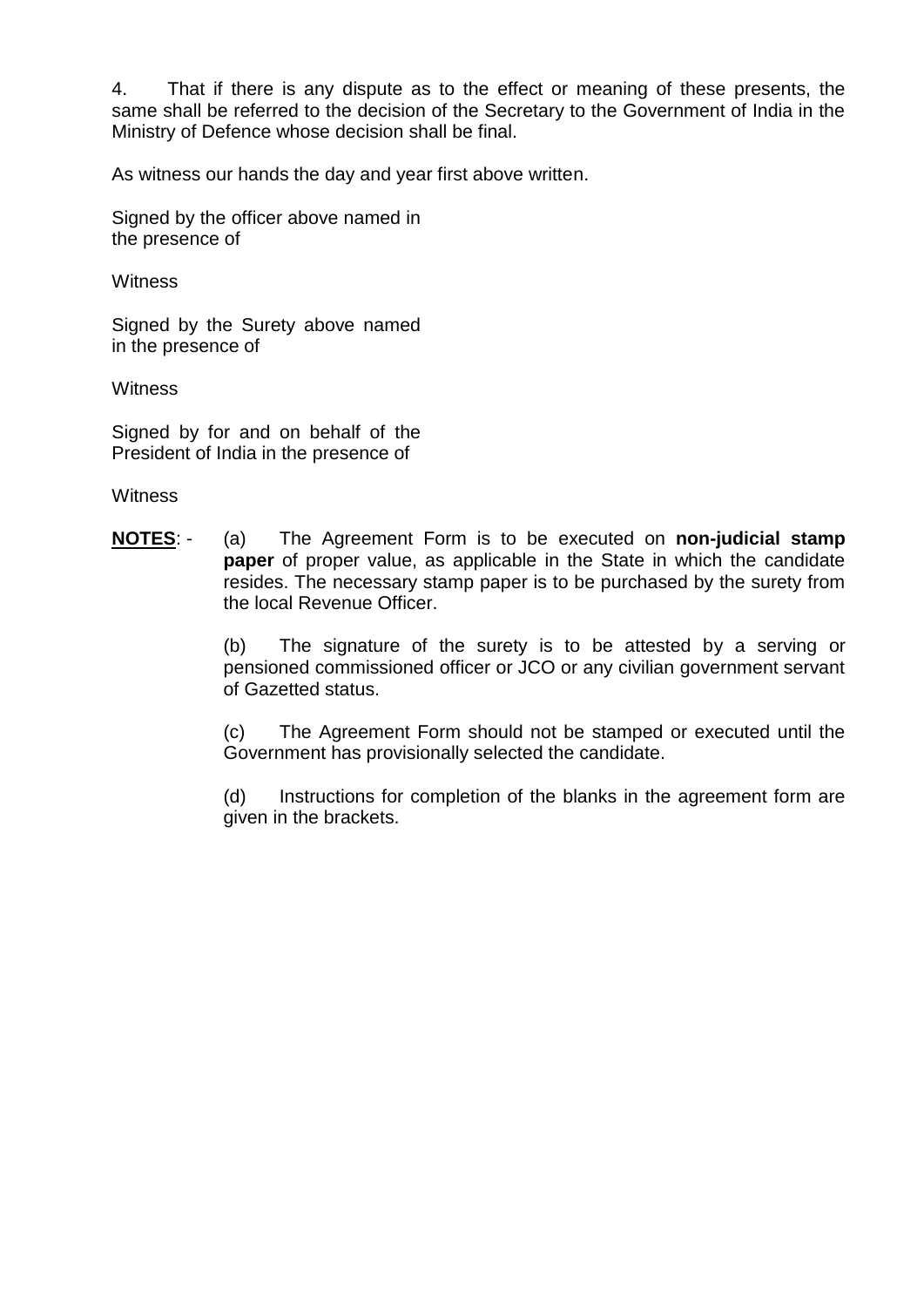4. That if there is any dispute as to the effect or meaning of these presents, the same shall be referred to the decision of the Secretary to the Government of India in the Ministry of Defence whose decision shall be final.

As witness our hands the day and year first above written.

Signed by the officer above named in the presence of

Witness

Signed by the Surety above named in the presence of

Witness

Signed by for and on behalf of the President of India in the presence of

Witness

**NOTES**: -

(a) The Agreement Form is to be executed on **non-judicial stamp paper** of proper value, as applicable in the State in which the candidate resides. The necessary stamp paper is to be purchased by the surety from the local Revenue Officer.

(b) The signature of the surety is to be attested by a serving or pensioned commissioned officer or JCO or any civilian government servant of Gazetted status.

(c) The Agreement Form should not be stamped or executed until the Government has provisionally selected the candidate.

(d) Instructions for completion of the blanks in the agreement form are given in the brackets.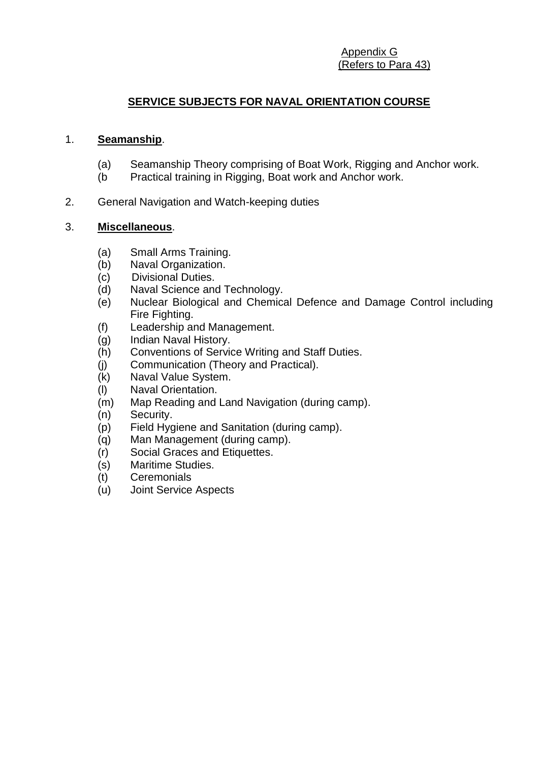Appendix G
(Refers to Para 43)

## SERVICE SUBJECTS FOR NAVAL ORIENTATION COURSE

1. **Seamanship**.

    (a) Seamanship Theory comprising of Boat Work, Rigging and Anchor work.
    (b Practical training in Rigging, Boat work and Anchor work.

2. General Navigation and Watch-keeping duties

3. **Miscellaneous**.

    (a) Small Arms Training.
    (b) Naval Organization.
    (c) Divisional Duties.
    (d) Naval Science and Technology.
    (e) Nuclear Biological and Chemical Defence and Damage Control including Fire Fighting.
    (f) Leadership and Management.
    (g) Indian Naval History.
    (h) Conventions of Service Writing and Staff Duties.
    (j) Communication (Theory and Practical).
    (k) Naval Value System.
    (l) Naval Orientation.
    (m) Map Reading and Land Navigation (during camp).
    (n) Security.
    (p) Field Hygiene and Sanitation (during camp).
    (q) Man Management (during camp).
    (r) Social Graces and Etiquettes.
    (s) Maritime Studies.
    (t) Ceremonials
    (u) Joint Service Aspects